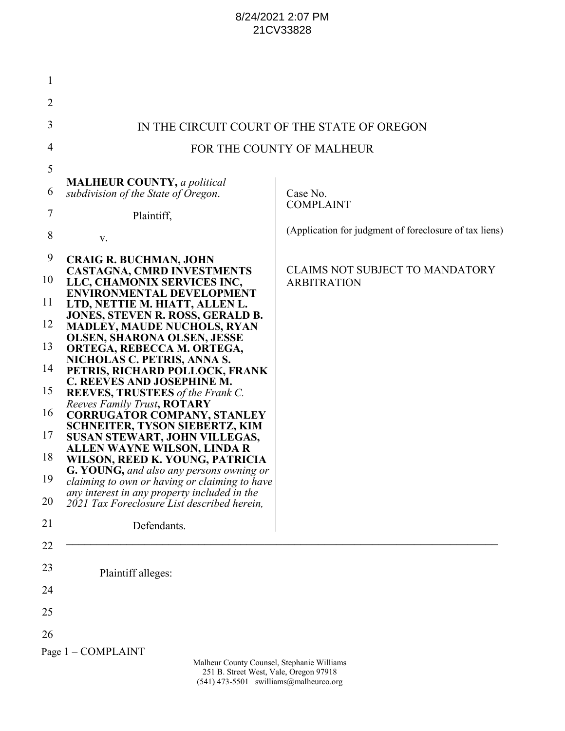8/24/2021 2:07 PM
21CV33828

IN THE CIRCUIT COURT OF THE STATE OF OREGON

FOR THE COUNTY OF MALHEUR

**MALHEUR COUNTY,** *a political subdivision of the State of Oregon.*

Plaintiff,

v.

**CRAIG R. BUCHMAN, JOHN CASTAGNA, CMRD INVESTMENTS LLC, CHAMONIX SERVICES INC, ENVIRONMENTAL DEVELOPMENT LTD, NETTIE M. HIATT, ALLEN L. JONES, STEVEN R. ROSS, GERALD B. MADLEY, MAUDE NUCHOLS, RYAN OLSEN, SHARONA OLSEN, JESSE ORTEGA, REBECCA M. ORTEGA, NICHOLAS C. PETRIS, ANNA S. PETRIS, RICHARD POLLOCK, FRANK C. REEVES AND JOSEPHINE M. REEVES, TRUSTEES** *of the Frank C. Reeves Family Trust*, **ROTARY CORRUGATOR COMPANY, STANLEY SCHNEITER, TYSON SIEBERTZ, KIM SUSAN STEWART, JOHN VILLEGAS, ALLEN WAYNE WILSON, LINDA R WILSON, REED K. YOUNG, PATRICIA G. YOUNG,** *and also any persons owning or claiming to own or having or claiming to have any interest in any property included in the 2021 Tax Foreclosure List described herein,*

Defendants.

Case No.
COMPLAINT

(Application for judgment of foreclosure of tax liens)

CLAIMS NOT SUBJECT TO MANDATORY ARBITRATION

---

Plaintiff alleges:

Page 1 – COMPLAINT

Malheur County Counsel, Stephanie Williams
251 B. Street West, Vale, Oregon 97918
(541) 473-5501 swilliams@malheurco.org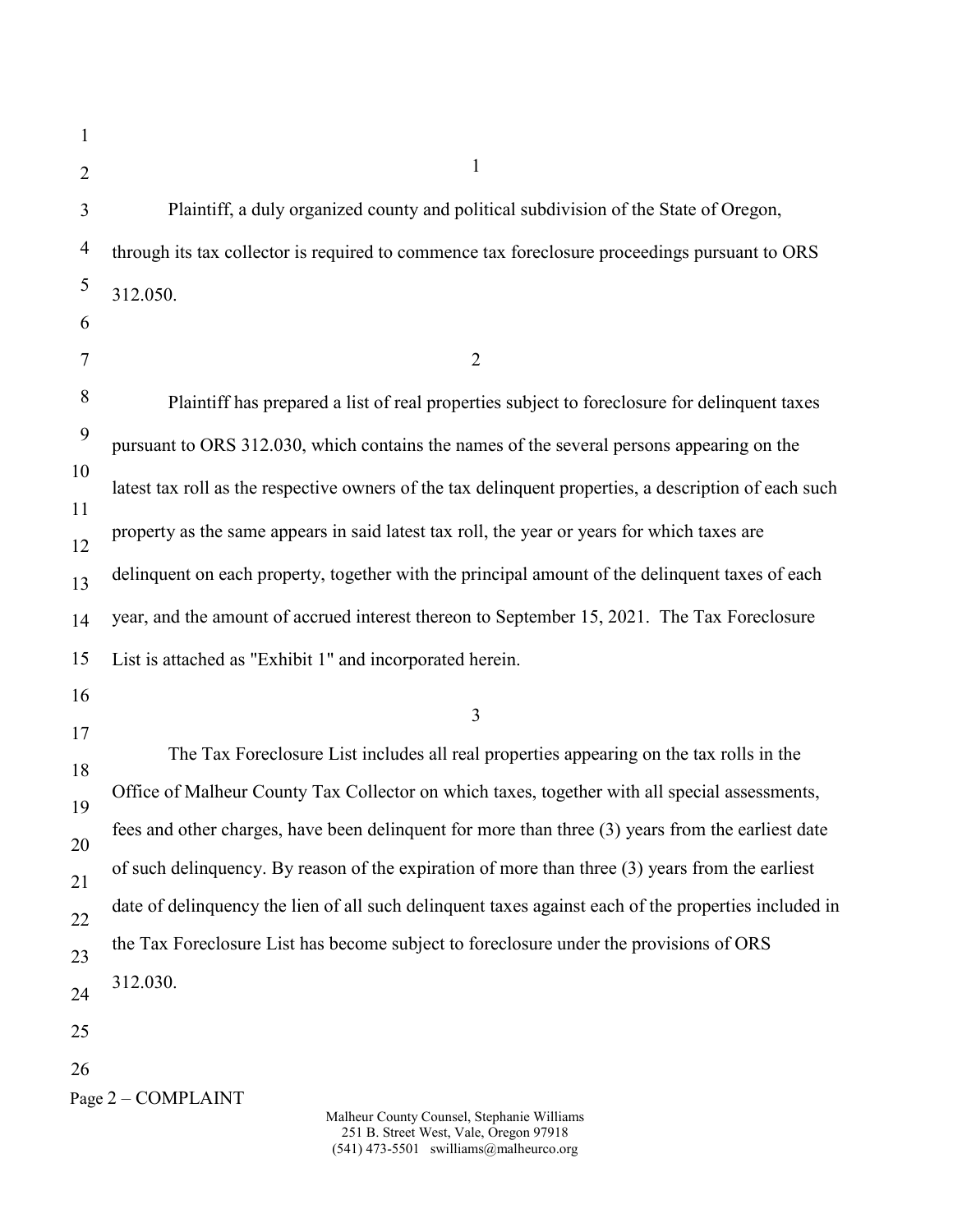1

Plaintiff, a duly organized county and political subdivision of the State of Oregon, through its tax collector is required to commence tax foreclosure proceedings pursuant to ORS 312.050.

2

Plaintiff has prepared a list of real properties subject to foreclosure for delinquent taxes pursuant to ORS 312.030, which contains the names of the several persons appearing on the latest tax roll as the respective owners of the tax delinquent properties, a description of each such property as the same appears in said latest tax roll, the year or years for which taxes are delinquent on each property, together with the principal amount of the delinquent taxes of each year, and the amount of accrued interest thereon to September 15, 2021. The Tax Foreclosure List is attached as "Exhibit 1" and incorporated herein.

3

The Tax Foreclosure List includes all real properties appearing on the tax rolls in the Office of Malheur County Tax Collector on which taxes, together with all special assessments, fees and other charges, have been delinquent for more than three (3) years from the earliest date of such delinquency. By reason of the expiration of more than three (3) years from the earliest date of delinquency the lien of all such delinquent taxes against each of the properties included in the Tax Foreclosure List has become subject to foreclosure under the provisions of ORS 312.030.

Page 2 – COMPLAINT

Malheur County Counsel, Stephanie Williams
251 B. Street West, Vale, Oregon 97918
(541) 473-5501 swilliams@malheurco.org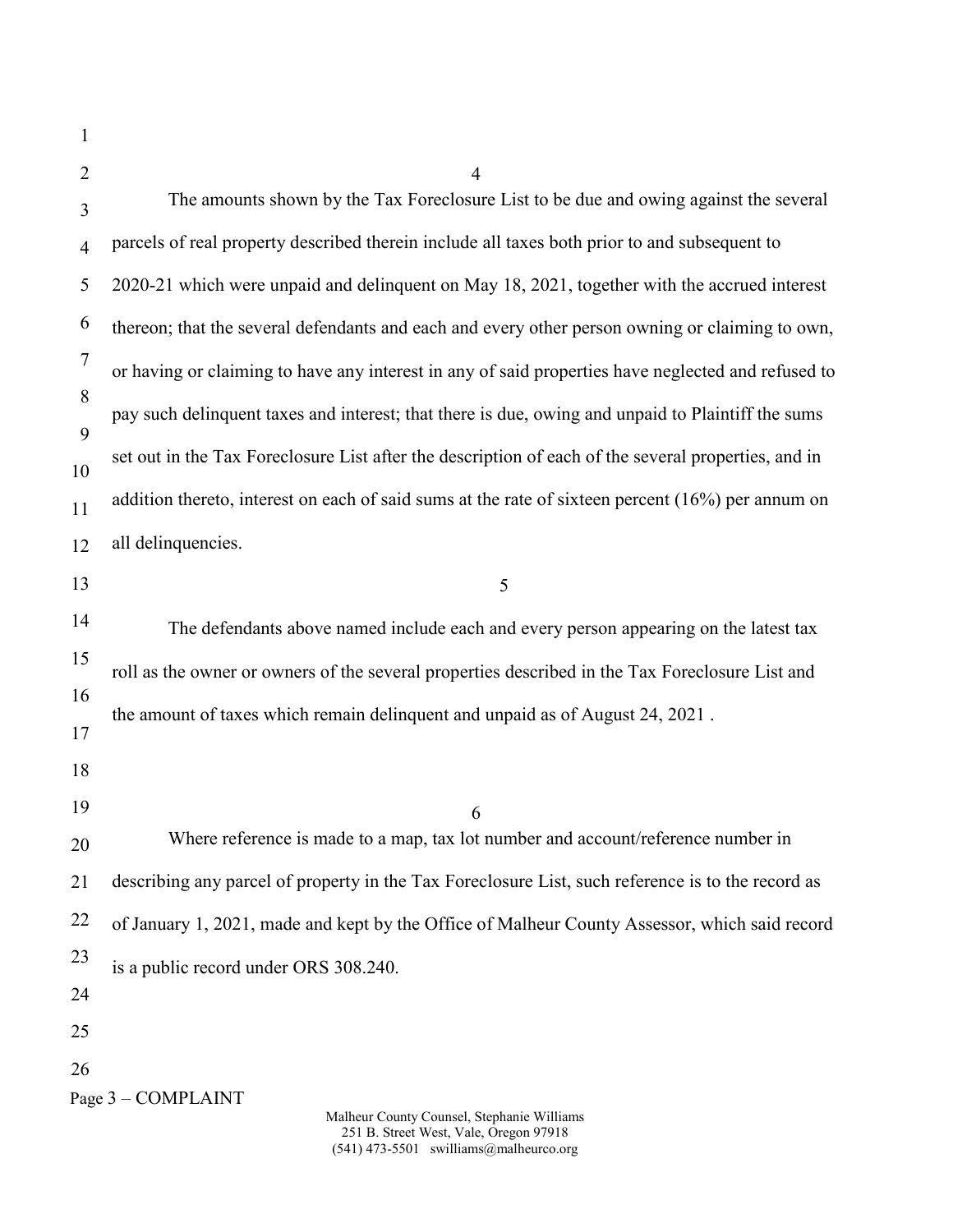4

The amounts shown by the Tax Foreclosure List to be due and owing against the several parcels of real property described therein include all taxes both prior to and subsequent to 2020-21 which were unpaid and delinquent on May 18, 2021, together with the accrued interest thereon; that the several defendants and each and every other person owning or claiming to own, or having or claiming to have any interest in any of said properties have neglected and refused to pay such delinquent taxes and interest; that there is due, owing and unpaid to Plaintiff the sums set out in the Tax Foreclosure List after the description of each of the several properties, and in addition thereto, interest on each of said sums at the rate of sixteen percent (16%) per annum on all delinquencies.

5

The defendants above named include each and every person appearing on the latest tax roll as the owner or owners of the several properties described in the Tax Foreclosure List and the amount of taxes which remain delinquent and unpaid as of August 24, 2021 .

6

Where reference is made to a map, tax lot number and account/reference number in describing any parcel of property in the Tax Foreclosure List, such reference is to the record as of January 1, 2021, made and kept by the Office of Malheur County Assessor, which said record is a public record under ORS 308.240.

Page 3 – COMPLAINT

Malheur County Counsel, Stephanie Williams
251 B. Street West, Vale, Oregon 97918
(541) 473-5501 swilliams@malheurco.org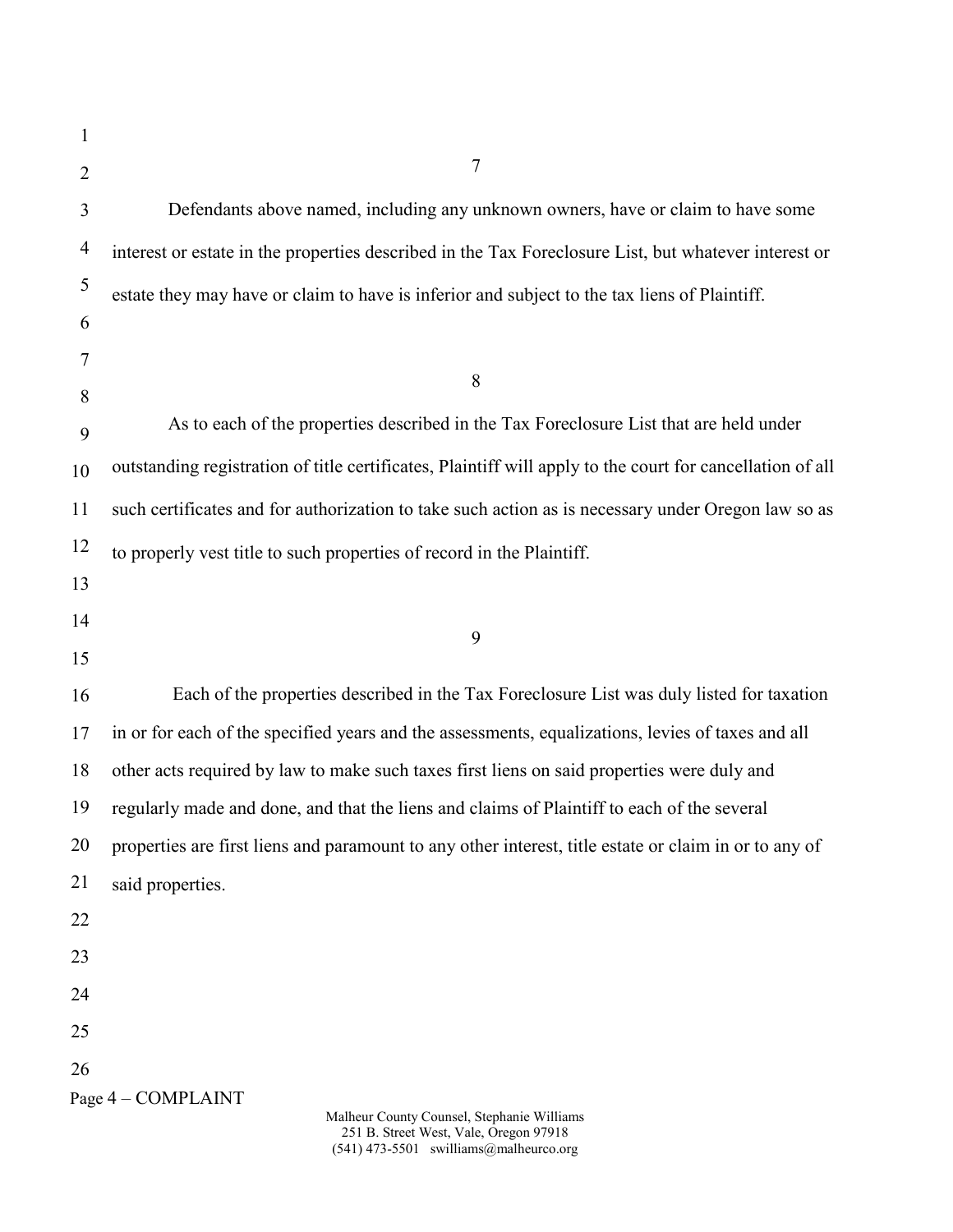7

Defendants above named, including any unknown owners, have or claim to have some interest or estate in the properties described in the Tax Foreclosure List, but whatever interest or estate they may have or claim to have is inferior and subject to the tax liens of Plaintiff.

8

As to each of the properties described in the Tax Foreclosure List that are held under outstanding registration of title certificates, Plaintiff will apply to the court for cancellation of all such certificates and for authorization to take such action as is necessary under Oregon law so as to properly vest title to such properties of record in the Plaintiff.

9

Each of the properties described in the Tax Foreclosure List was duly listed for taxation in or for each of the specified years and the assessments, equalizations, levies of taxes and all other acts required by law to make such taxes first liens on said properties were duly and regularly made and done, and that the liens and claims of Plaintiff to each of the several properties are first liens and paramount to any other interest, title estate or claim in or to any of said properties.

Page 4 – COMPLAINT

Malheur County Counsel, Stephanie Williams
251 B. Street West, Vale, Oregon 97918
(541) 473-5501 swilliams@malheurco.org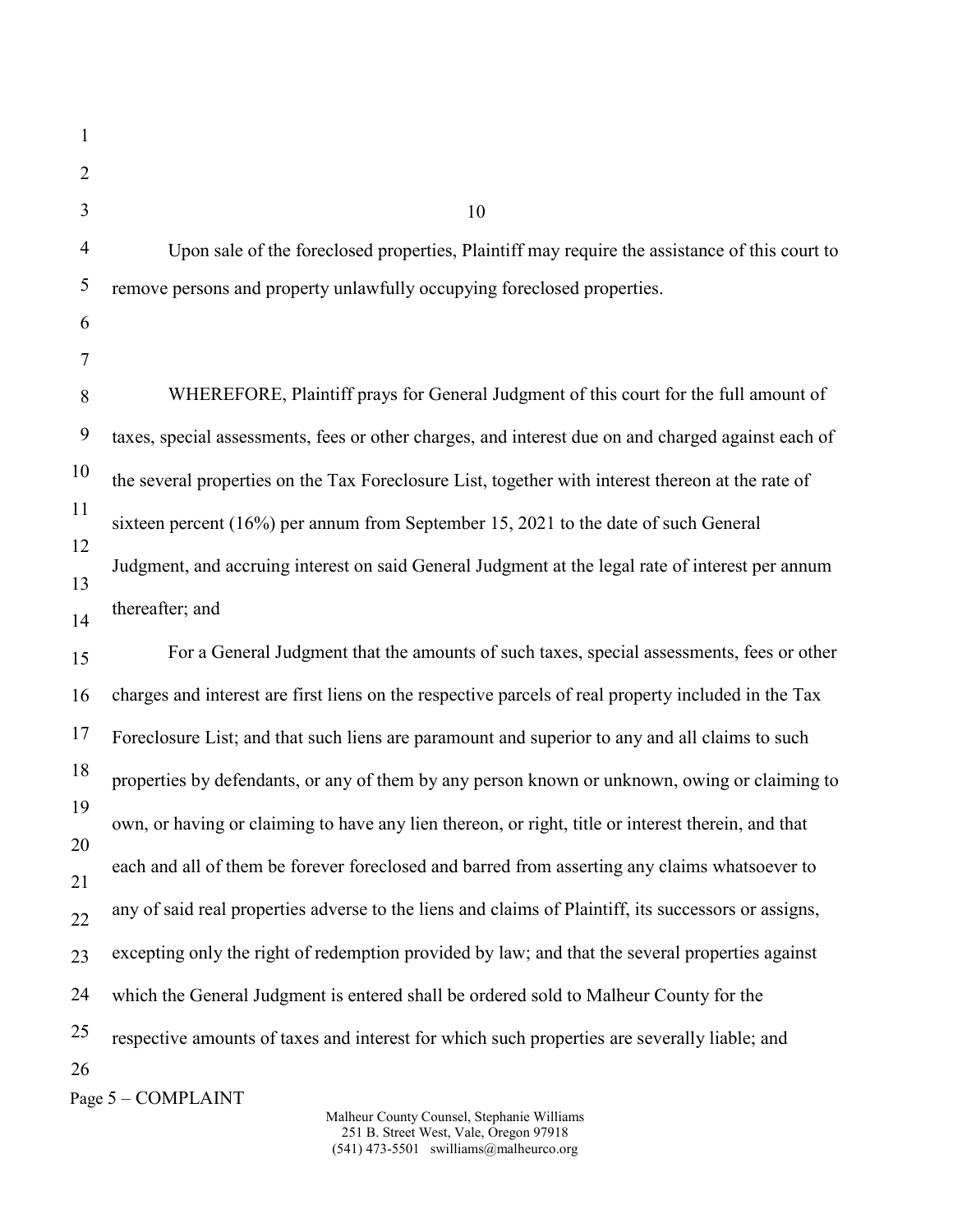10

Upon sale of the foreclosed properties, Plaintiff may require the assistance of this court to remove persons and property unlawfully occupying foreclosed properties.

WHEREFORE, Plaintiff prays for General Judgment of this court for the full amount of taxes, special assessments, fees or other charges, and interest due on and charged against each of the several properties on the Tax Foreclosure List, together with interest thereon at the rate of sixteen percent (16%) per annum from September 15, 2021 to the date of such General Judgment, and accruing interest on said General Judgment at the legal rate of interest per annum thereafter; and

For a General Judgment that the amounts of such taxes, special assessments, fees or other charges and interest are first liens on the respective parcels of real property included in the Tax Foreclosure List; and that such liens are paramount and superior to any and all claims to such properties by defendants, or any of them by any person known or unknown, owing or claiming to own, or having or claiming to have any lien thereon, or right, title or interest therein, and that each and all of them be forever foreclosed and barred from asserting any claims whatsoever to any of said real properties adverse to the liens and claims of Plaintiff, its successors or assigns, excepting only the right of redemption provided by law; and that the several properties against which the General Judgment is entered shall be ordered sold to Malheur County for the respective amounts of taxes and interest for which such properties are severally liable; and

Page 5 – COMPLAINT

Malheur County Counsel, Stephanie Williams
251 B. Street West, Vale, Oregon 97918
(541) 473-5501 swilliams@malheurco.org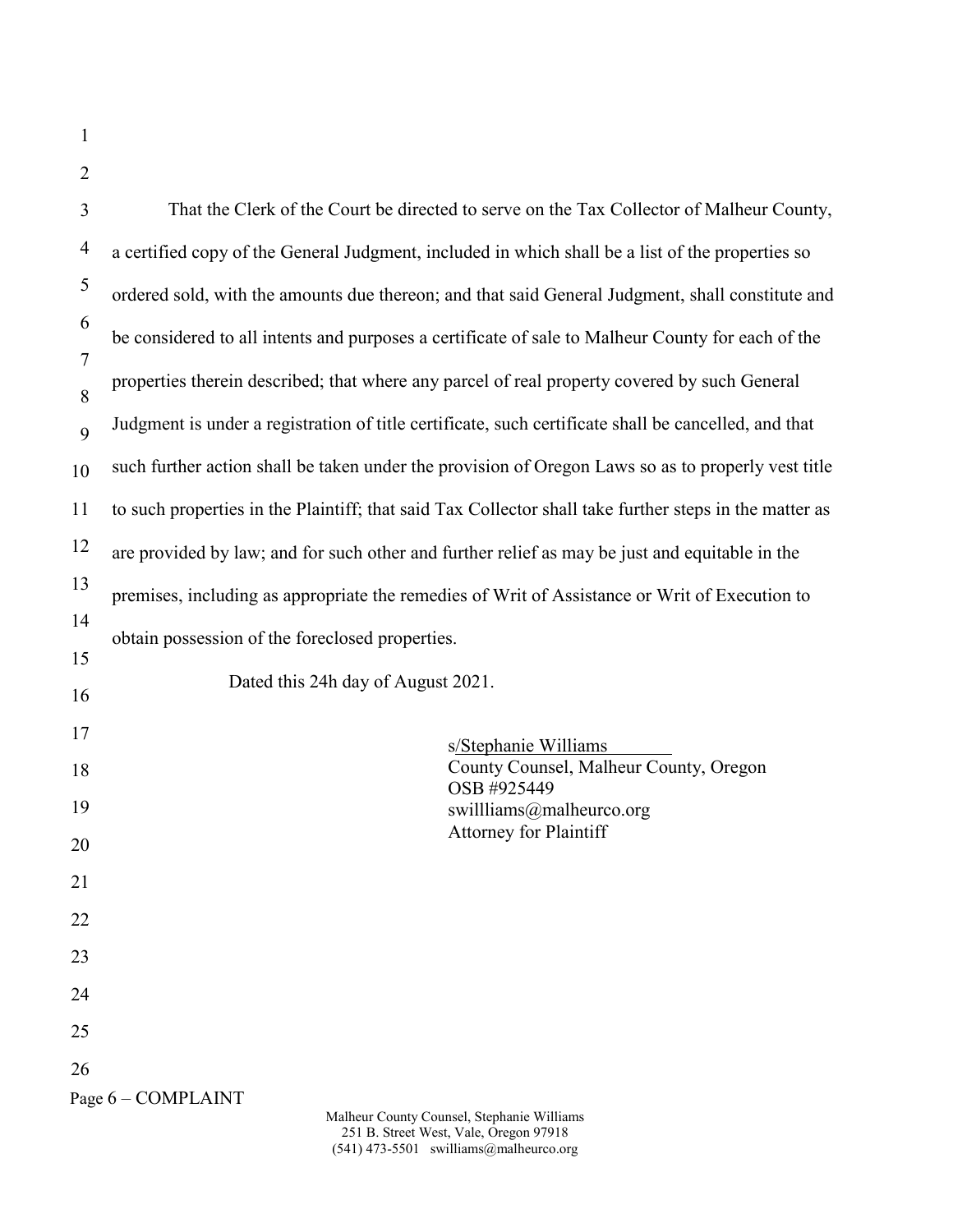That the Clerk of the Court be directed to serve on the Tax Collector of Malheur County, a certified copy of the General Judgment, included in which shall be a list of the properties so ordered sold, with the amounts due thereon; and that said General Judgment, shall constitute and be considered to all intents and purposes a certificate of sale to Malheur County for each of the properties therein described; that where any parcel of real property covered by such General Judgment is under a registration of title certificate, such certificate shall be cancelled, and that such further action shall be taken under the provision of Oregon Laws so as to properly vest title to such properties in the Plaintiff; that said Tax Collector shall take further steps in the matter as are provided by law; and for such other and further relief as may be just and equitable in the premises, including as appropriate the remedies of Writ of Assistance or Writ of Execution to obtain possession of the foreclosed properties.

Dated this 24h day of August 2021.

s/Stephanie Williams
County Counsel, Malheur County, Oregon
OSB #925449
swillliams@malheurco.org
Attorney for Plaintiff

Page 6 – COMPLAINT

Malheur County Counsel, Stephanie Williams
251 B. Street West, Vale, Oregon 97918
(541) 473-5501 swilliams@malheurco.org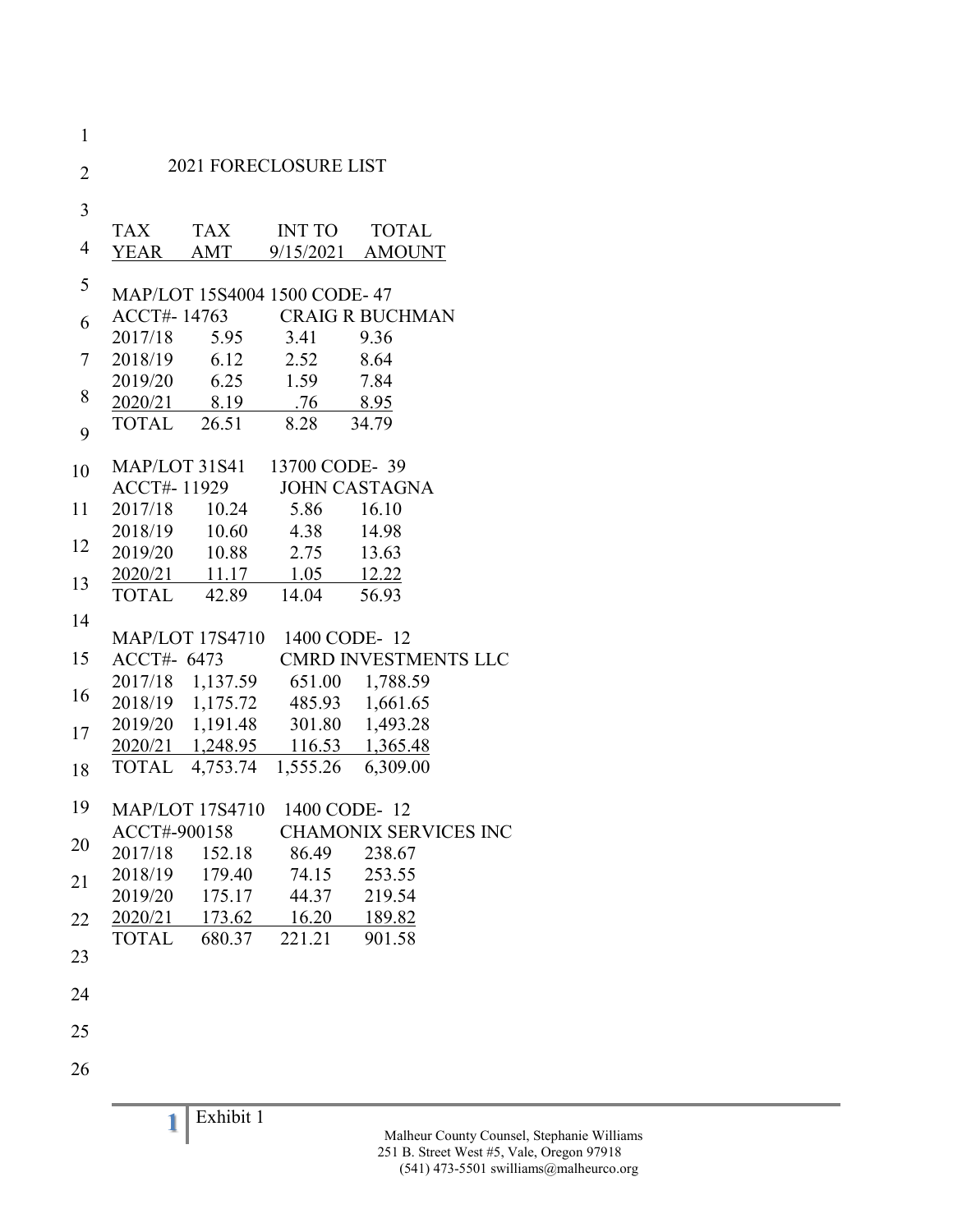## 2021 FORECLOSURE LIST

| TAX YEAR | TAX AMT | INT TO 9/15/2021 | TOTAL AMOUNT |
|---|---|---|---|
| MAP/LOT 15S4004 1500 CODE- 47 | | | |
| ACCT#- 14763 | CRAIG R BUCHMAN | | |
| 2017/18 | 5.95 | 3.41 | 9.36 |
| 2018/19 | 6.12 | 2.52 | 8.64 |
| 2019/20 | 6.25 | 1.59 | 7.84 |
| 2020/21 | 8.19 | .76 | 8.95 |
| TOTAL | 26.51 | 8.28 | 34.79 |
| MAP/LOT 31S41 13700 CODE- 39 | | | |
| ACCT#- 11929 | JOHN CASTAGNA | | |
| 2017/18 | 10.24 | 5.86 | 16.10 |
| 2018/19 | 10.60 | 4.38 | 14.98 |
| 2019/20 | 10.88 | 2.75 | 13.63 |
| 2020/21 | 11.17 | 1.05 | 12.22 |
| TOTAL | 42.89 | 14.04 | 56.93 |
| MAP/LOT 17S4710 1400 CODE- 12 | | | |
| ACCT#- 6473 | CMRD INVESTMENTS LLC | | |
| 2017/18 | 1,137.59 | 651.00 | 1,788.59 |
| 2018/19 | 1,175.72 | 485.93 | 1,661.65 |
| 2019/20 | 1,191.48 | 301.80 | 1,493.28 |
| 2020/21 | 1,248.95 | 116.53 | 1,365.48 |
| TOTAL | 4,753.74 | 1,555.26 | 6,309.00 |
| MAP/LOT 17S4710 1400 CODE- 12 | | | |
| ACCT#-900158 | CHAMONIX SERVICES INC | | |
| 2017/18 | 152.18 | 86.49 | 238.67 |
| 2018/19 | 179.40 | 74.15 | 253.55 |
| 2019/20 | 175.17 | 44.37 | 219.54 |
| 2020/21 | 173.62 | 16.20 | 189.82 |
| TOTAL | 680.37 | 221.21 | 901.58 |

Exhibit 1

Malheur County Counsel, Stephanie Williams
251 B. Street West #5, Vale, Oregon 97918
(541) 473-5501 swilliams@malheurco.org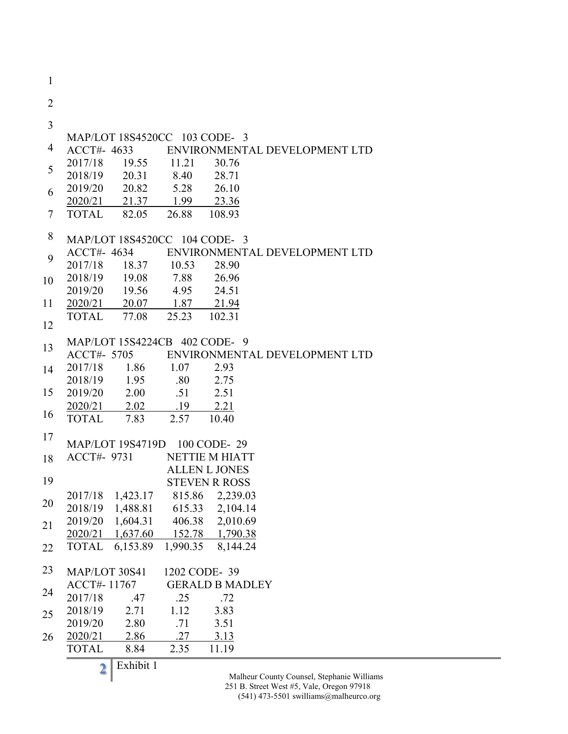MAP/LOT 18S4520CC 103 CODE- 3
ACCT#- 4633 ENVIRONMENTAL DEVELOPMENT LTD

| | | | |
|---|---|---|---|
| 2017/18 | 19.55 | 11.21 | 30.76 |
| 2018/19 | 20.31 | 8.40 | 28.71 |
| 2019/20 | 20.82 | 5.28 | 26.10 |
| 2020/21 | 21.37 | 1.99 | 23.36 |
| TOTAL | 82.05 | 26.88 | 108.93 |

MAP/LOT 18S4520CC 104 CODE- 3
ACCT#- 4634 ENVIRONMENTAL DEVELOPMENT LTD

| | | | |
|---|---|---|---|
| 2017/18 | 18.37 | 10.53 | 28.90 |
| 2018/19 | 19.08 | 7.88 | 26.96 |
| 2019/20 | 19.56 | 4.95 | 24.51 |
| 2020/21 | 20.07 | 1.87 | 21.94 |
| TOTAL | 77.08 | 25.23 | 102.31 |

MAP/LOT 15S4224CB 402 CODE- 9
ACCT#- 5705 ENVIRONMENTAL DEVELOPMENT LTD

| | | | |
|---|---|---|---|
| 2017/18 | 1.86 | 1.07 | 2.93 |
| 2018/19 | 1.95 | .80 | 2.75 |
| 2019/20 | 2.00 | .51 | 2.51 |
| 2020/21 | 2.02 | .19 | 2.21 |
| TOTAL | 7.83 | 2.57 | 10.40 |

MAP/LOT 19S4719D 100 CODE- 29
ACCT#- 9731 NETTIE M HIATT
ALLEN L JONES
STEVEN R ROSS

| | | | |
|---|---|---|---|
| 2017/18 | 1,423.17 | 815.86 | 2,239.03 |
| 2018/19 | 1,488.81 | 615.33 | 2,104.14 |
| 2019/20 | 1,604.31 | 406.38 | 2,010.69 |
| 2020/21 | 1,637.60 | 152.78 | 1,790.38 |
| TOTAL | 6,153.89 | 1,990.35 | 8,144.24 |

MAP/LOT 30S41 1202 CODE- 39
ACCT#- 11767 GERALD B MADLEY

| | | | |
|---|---|---|---|
| 2017/18 | .47 | .25 | .72 |
| 2018/19 | 2.71 | 1.12 | 3.83 |
| 2019/20 | 2.80 | .71 | 3.51 |
| 2020/21 | 2.86 | .27 | 3.13 |
| TOTAL | 8.84 | 2.35 | 11.19 |

Exhibit 1

Malheur County Counsel, Stephanie Williams
251 B. Street West #5, Vale, Oregon 97918
(541) 473-5501 swilliams@malheurco.org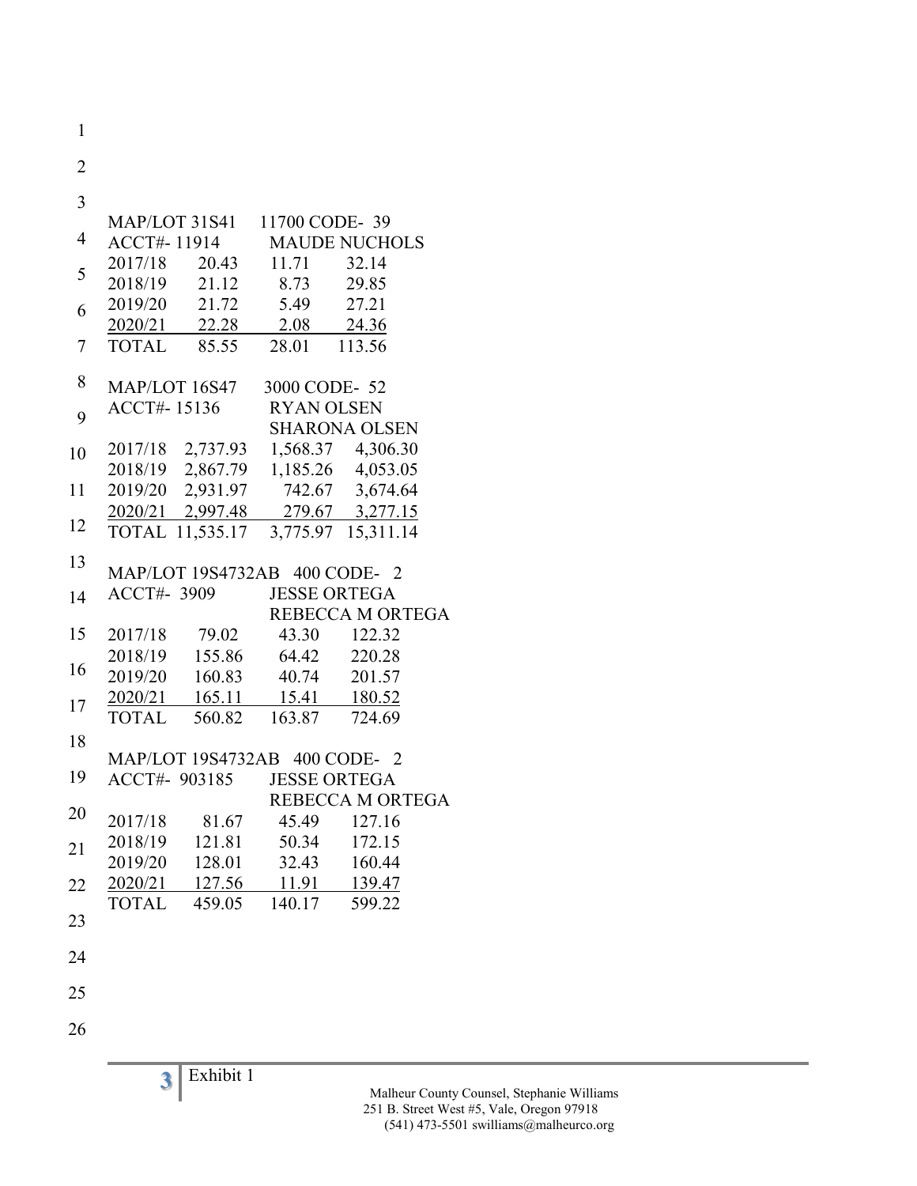MAP/LOT 31S41 11700 CODE- 39
ACCT#- 11914 MAUDE NUCHOLS

| | | | |
|---|---|---|---|
| 2017/18 | 20.43 | 11.71 | 32.14 |
| 2018/19 | 21.12 | 8.73 | 29.85 |
| 2019/20 | 21.72 | 5.49 | 27.21 |
| 2020/21 | 22.28 | 2.08 | 24.36 |
| TOTAL | 85.55 | 28.01 | 113.56 |

MAP/LOT 16S47 3000 CODE- 52
ACCT#- 15136 RYAN OLSEN
SHARONA OLSEN

| | | | |
|---|---|---|---|
| 2017/18 | 2,737.93 | 1,568.37 | 4,306.30 |
| 2018/19 | 2,867.79 | 1,185.26 | 4,053.05 |
| 2019/20 | 2,931.97 | 742.67 | 3,674.64 |
| 2020/21 | 2,997.48 | 279.67 | 3,277.15 |
| TOTAL | 11,535.17 | 3,775.97 | 15,311.14 |

MAP/LOT 19S4732AB 400 CODE- 2
ACCT#- 3909 JESSE ORTEGA
REBECCA M ORTEGA

| | | | |
|---|---|---|---|
| 2017/18 | 79.02 | 43.30 | 122.32 |
| 2018/19 | 155.86 | 64.42 | 220.28 |
| 2019/20 | 160.83 | 40.74 | 201.57 |
| 2020/21 | 165.11 | 15.41 | 180.52 |
| TOTAL | 560.82 | 163.87 | 724.69 |

MAP/LOT 19S4732AB 400 CODE- 2
ACCT#- 903185 JESSE ORTEGA
REBECCA M ORTEGA

| | | | |
|---|---|---|---|
| 2017/18 | 81.67 | 45.49 | 127.16 |
| 2018/19 | 121.81 | 50.34 | 172.15 |
| 2019/20 | 128.01 | 32.43 | 160.44 |
| 2020/21 | 127.56 | 11.91 | 139.47 |
| TOTAL | 459.05 | 140.17 | 599.22 |

Exhibit 1

Malheur County Counsel, Stephanie Williams
251 B. Street West #5, Vale, Oregon 97918
(541) 473-5501 swilliams@malheurco.org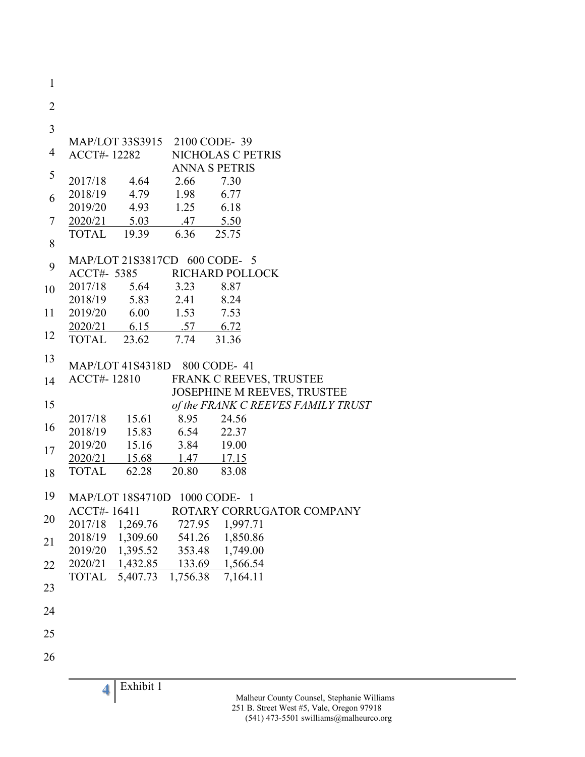MAP/LOT 33S3915 2100 CODE- 39
ACCT#- 12282 NICHOLAS C PETRIS
ANNA S PETRIS

| | | | |
|---|---|---|---|
| 2017/18 | 4.64 | 2.66 | 7.30 |
| 2018/19 | 4.79 | 1.98 | 6.77 |
| 2019/20 | 4.93 | 1.25 | 6.18 |
| 2020/21 | 5.03 | .47 | 5.50 |
| TOTAL | 19.39 | 6.36 | 25.75 |

MAP/LOT 21S3817CD 600 CODE- 5
ACCT#- 5385 RICHARD POLLOCK

| | | | |
|---|---|---|---|
| 2017/18 | 5.64 | 3.23 | 8.87 |
| 2018/19 | 5.83 | 2.41 | 8.24 |
| 2019/20 | 6.00 | 1.53 | 7.53 |
| 2020/21 | 6.15 | .57 | 6.72 |
| TOTAL | 23.62 | 7.74 | 31.36 |

MAP/LOT 41S4318D 800 CODE- 41
ACCT#- 12810 FRANK C REEVES, TRUSTEE
JOSEPHINE M REEVES, TRUSTEE
*of the FRANK C REEVES FAMILY TRUST*

| | | | |
|---|---|---|---|
| 2017/18 | 15.61 | 8.95 | 24.56 |
| 2018/19 | 15.83 | 6.54 | 22.37 |
| 2019/20 | 15.16 | 3.84 | 19.00 |
| 2020/21 | 15.68 | 1.47 | 17.15 |
| TOTAL | 62.28 | 20.80 | 83.08 |

MAP/LOT 18S4710D 1000 CODE- 1
ACCT#- 16411 ROTARY CORRUGATOR COMPANY

| | | | |
|---|---|---|---|
| 2017/18 | 1,269.76 | 727.95 | 1,997.71 |
| 2018/19 | 1,309.60 | 541.26 | 1,850.86 |
| 2019/20 | 1,395.52 | 353.48 | 1,749.00 |
| 2020/21 | 1,432.85 | 133.69 | 1,566.54 |
| TOTAL | 5,407.73 | 1,756.38 | 7,164.11 |

Exhibit 1

Malheur County Counsel, Stephanie Williams
251 B. Street West #5, Vale, Oregon 97918
(541) 473-5501 swilliams@malheurco.org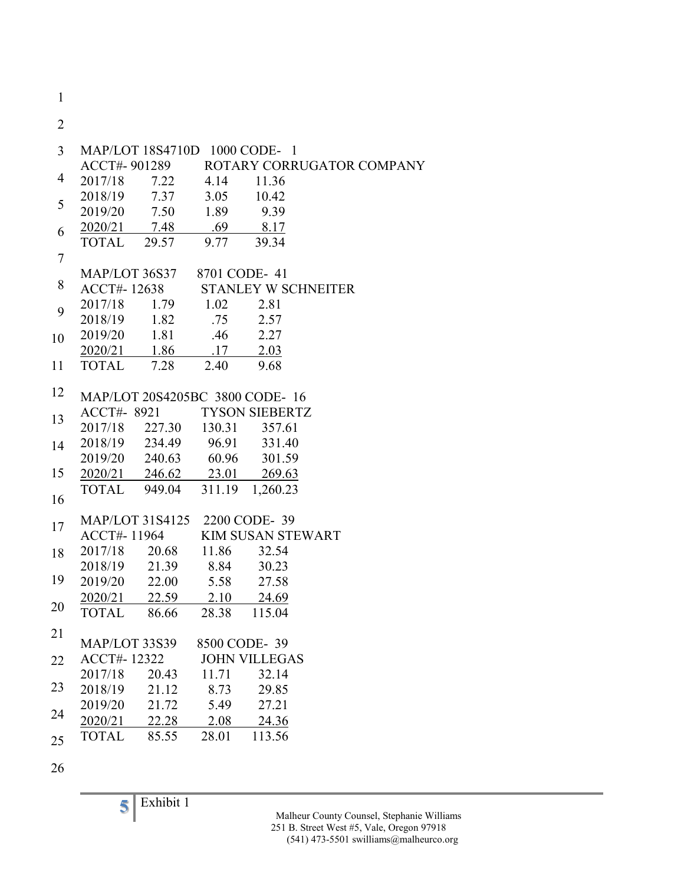MAP/LOT 18S4710D 1000 CODE- 1
ACCT#- 901289 ROTARY CORRUGATOR COMPANY

| | | | |
|---|---|---|---|
| 2017/18 | 7.22 | 4.14 | 11.36 |
| 2018/19 | 7.37 | 3.05 | 10.42 |
| 2019/20 | 7.50 | 1.89 | 9.39 |
| 2020/21 | 7.48 | .69 | 8.17 |
| TOTAL | 29.57 | 9.77 | 39.34 |

MAP/LOT 36S37 8701 CODE- 41
ACCT#- 12638 STANLEY W SCHNEITER

| | | | |
|---|---|---|---|
| 2017/18 | 1.79 | 1.02 | 2.81 |
| 2018/19 | 1.82 | .75 | 2.57 |
| 2019/20 | 1.81 | .46 | 2.27 |
| 2020/21 | 1.86 | .17 | 2.03 |
| TOTAL | 7.28 | 2.40 | 9.68 |

MAP/LOT 20S4205BC 3800 CODE- 16
ACCT#- 8921 TYSON SIEBERTZ

| | | | |
|---|---|---|---|
| 2017/18 | 227.30 | 130.31 | 357.61 |
| 2018/19 | 234.49 | 96.91 | 331.40 |
| 2019/20 | 240.63 | 60.96 | 301.59 |
| 2020/21 | 246.62 | 23.01 | 269.63 |
| TOTAL | 949.04 | 311.19 | 1,260.23 |

MAP/LOT 31S4125 2200 CODE- 39
ACCT#- 11964 KIM SUSAN STEWART

| | | | |
|---|---|---|---|
| 2017/18 | 20.68 | 11.86 | 32.54 |
| 2018/19 | 21.39 | 8.84 | 30.23 |
| 2019/20 | 22.00 | 5.58 | 27.58 |
| 2020/21 | 22.59 | 2.10 | 24.69 |
| TOTAL | 86.66 | 28.38 | 115.04 |

MAP/LOT 33S39 8500 CODE- 39
ACCT#- 12322 JOHN VILLEGAS

| | | | |
|---|---|---|---|
| 2017/18 | 20.43 | 11.71 | 32.14 |
| 2018/19 | 21.12 | 8.73 | 29.85 |
| 2019/20 | 21.72 | 5.49 | 27.21 |
| 2020/21 | 22.28 | 2.08 | 24.36 |
| TOTAL | 85.55 | 28.01 | 113.56 |

Exhibit 1

Malheur County Counsel, Stephanie Williams
251 B. Street West #5, Vale, Oregon 97918
(541) 473-5501 swilliams@malheurco.org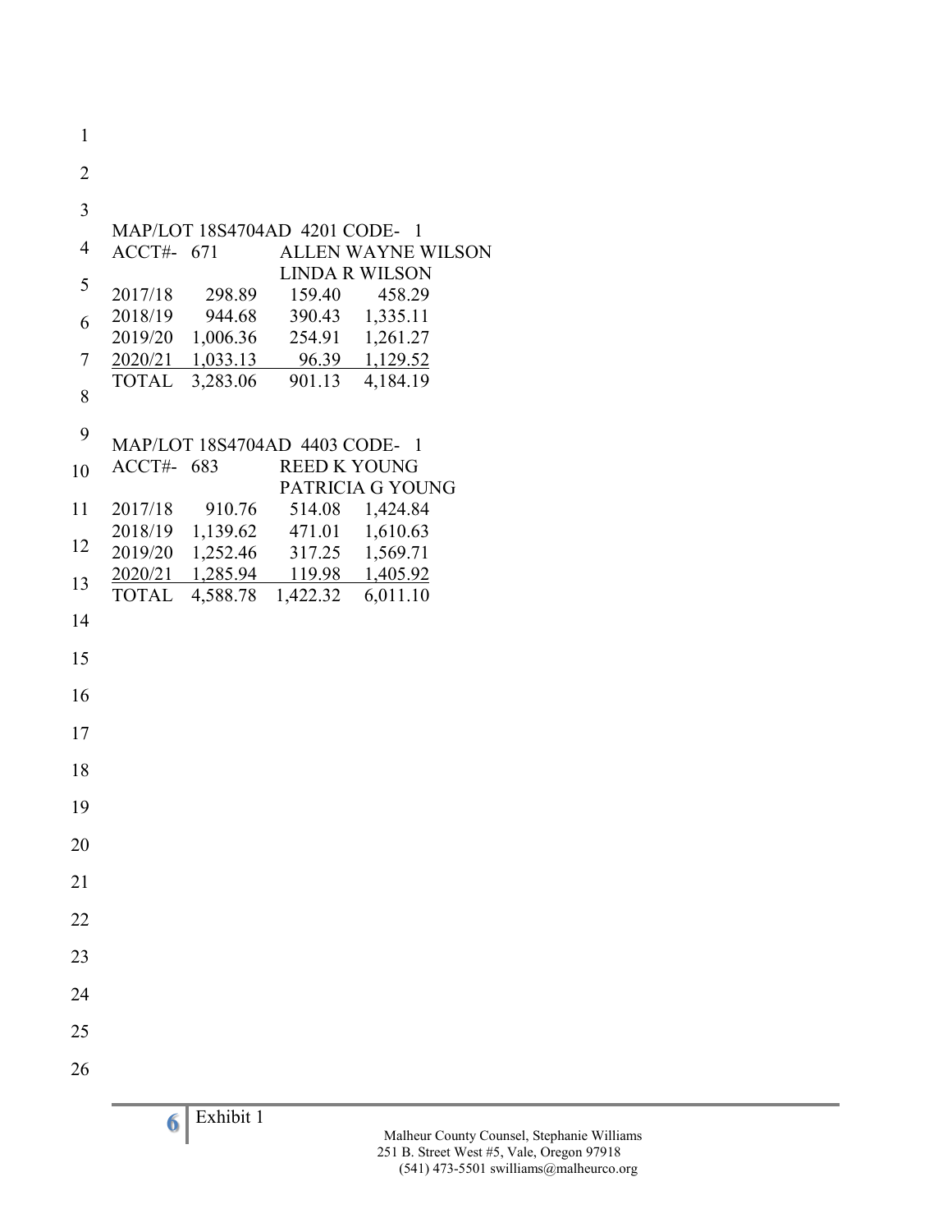MAP/LOT 18S4704AD 4201 CODE- 1
ACCT#- 671 ALLEN WAYNE WILSON
LINDA R WILSON

| | | | |
|---|---|---|---|
| 2017/18 | 298.89 | 159.40 | 458.29 |
| 2018/19 | 944.68 | 390.43 | 1,335.11 |
| 2019/20 | 1,006.36 | 254.91 | 1,261.27 |
| 2020/21 | 1,033.13 | 96.39 | 1,129.52 |
| TOTAL | 3,283.06 | 901.13 | 4,184.19 |

MAP/LOT 18S4704AD 4403 CODE- 1
ACCT#- 683 REED K YOUNG
PATRICIA G YOUNG

| | | | |
|---|---|---|---|
| 2017/18 | 910.76 | 514.08 | 1,424.84 |
| 2018/19 | 1,139.62 | 471.01 | 1,610.63 |
| 2019/20 | 1,252.46 | 317.25 | 1,569.71 |
| 2020/21 | 1,285.94 | 119.98 | 1,405.92 |
| TOTAL | 4,588.78 | 1,422.32 | 6,011.10 |

Exhibit 1

Malheur County Counsel, Stephanie Williams
251 B. Street West #5, Vale, Oregon 97918
(541) 473-5501 swilliams@malheurco.org